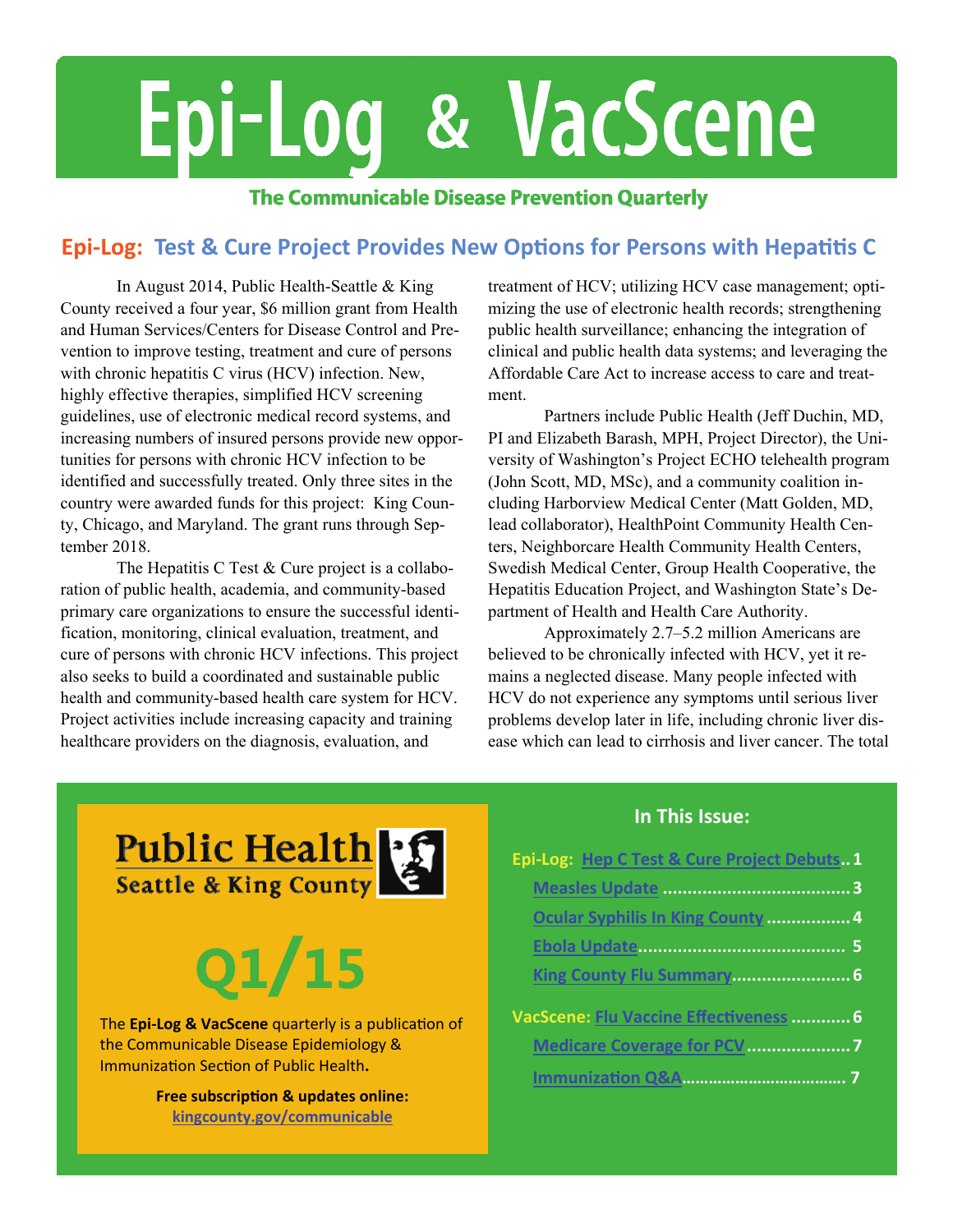# Epi-Log & VacScene

**The Communicable Disease Prevention Quarterly**

## Epi-Log: Test & Cure Project Provides New Options for Persons with Hepatitis C

In August 2014, Public Health-Seattle & King County received a four year, $6 million grant from Health and Human Services/Centers for Disease Control and Prevention to improve testing, treatment and cure of persons with chronic hepatitis C virus (HCV) infection. New, highly effective therapies, simplified HCV screening guidelines, use of electronic medical record systems, and increasing numbers of insured persons provide new opportunities for persons with chronic HCV infection to be identified and successfully treated. Only three sites in the country were awarded funds for this project: King County, Chicago, and Maryland. The grant runs through September 2018.

The Hepatitis C Test & Cure project is a collaboration of public health, academia, and community-based primary care organizations to ensure the successful identification, monitoring, clinical evaluation, treatment, and cure of persons with chronic HCV infections. This project also seeks to build a coordinated and sustainable public health and community-based health care system for HCV. Project activities include increasing capacity and training healthcare providers on the diagnosis, evaluation, and treatment of HCV; utilizing HCV case management; optimizing the use of electronic health records; strengthening public health surveillance; enhancing the integration of clinical and public health data systems; and leveraging the Affordable Care Act to increase access to care and treatment.

Partners include Public Health (Jeff Duchin, MD, PI and Elizabeth Barash, MPH, Project Director), the University of Washington's Project ECHO telehealth program (John Scott, MD, MSc), and a community coalition including Harborview Medical Center (Matt Golden, MD, lead collaborator), HealthPoint Community Health Centers, Neighborcare Health Community Health Centers, Swedish Medical Center, Group Health Cooperative, the Hepatitis Education Project, and Washington State's Department of Health and Health Care Authority.

Approximately 2.7–5.2 million Americans are believed to be chronically infected with HCV, yet it remains a neglected disease. Many people infected with HCV do not experience any symptoms until serious liver problems develop later in life, including chronic liver disease which can lead to cirrhosis and liver cancer. The total

---

**Public Health**
**Seattle & King County**

**Q1/15**

The **Epi-Log & VacScene** quarterly is a publication of the Communicable Disease Epidemiology & Immunization Section of Public Health**.**

**Free subscription & updates online:**
kingcounty.gov/communicable

### In This Issue:

- **Epi-Log:** Hep C Test & Cure Project Debuts .. 1
  - Measles Update .... 3
  - Ocular Syphilis In King County .... 4
  - Ebola Update .... 5
  - King County Flu Summary .... 6
- **VacScene:** Flu Vaccine Effectiveness .... 6
  - Medicare Coverage for PCV .... 7
  - Immunization Q&A .... 7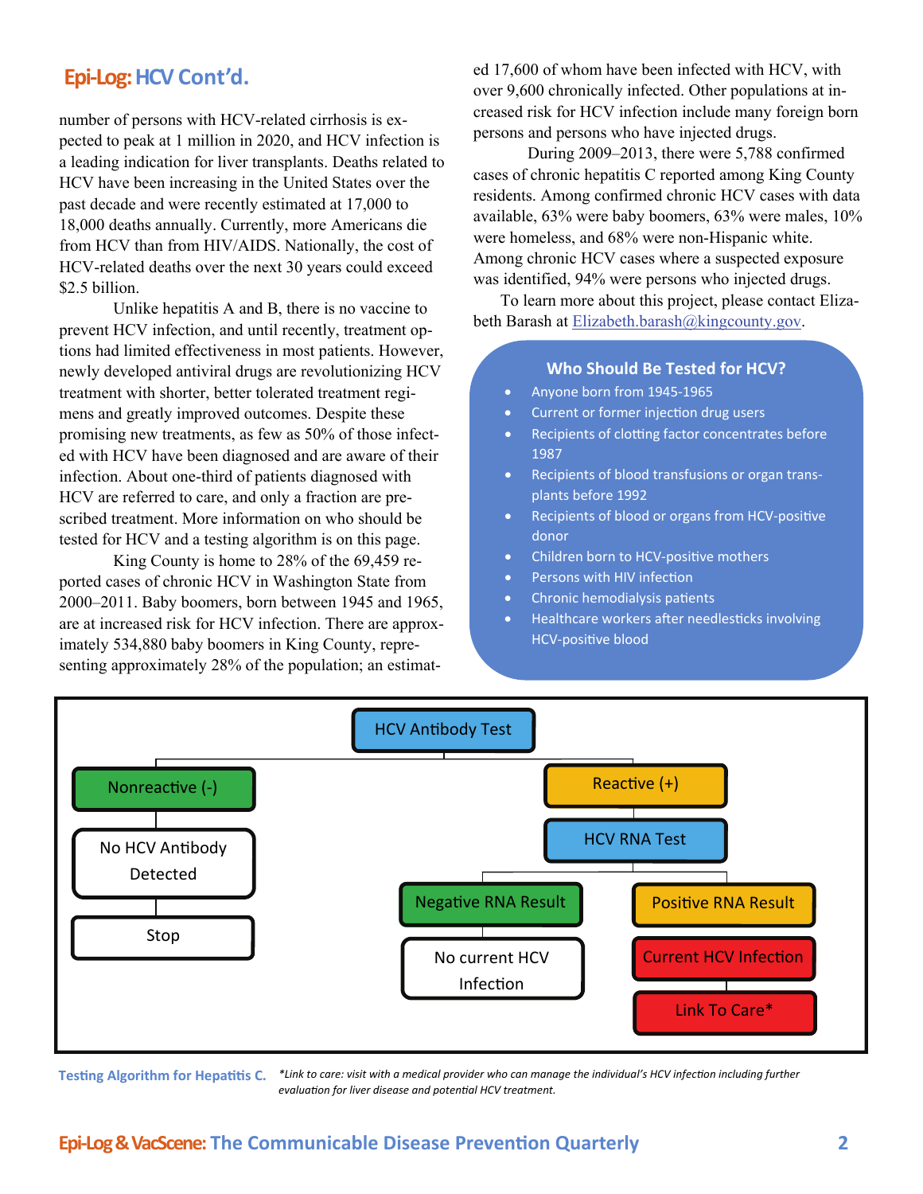## Epi-Log: HCV Cont'd.

number of persons with HCV-related cirrhosis is expected to peak at 1 million in 2020, and HCV infection is a leading indication for liver transplants. Deaths related to HCV have been increasing in the United States over the past decade and were recently estimated at 17,000 to 18,000 deaths annually. Currently, more Americans die from HCV than from HIV/AIDS. Nationally, the cost of HCV-related deaths over the next 30 years could exceed $2.5 billion.

Unlike hepatitis A and B, there is no vaccine to prevent HCV infection, and until recently, treatment options had limited effectiveness in most patients. However, newly developed antiviral drugs are revolutionizing HCV treatment with shorter, better tolerated treatment regimens and greatly improved outcomes. Despite these promising new treatments, as few as 50% of those infected with HCV have been diagnosed and are aware of their infection. About one-third of patients diagnosed with HCV are referred to care, and only a fraction are prescribed treatment. More information on who should be tested for HCV and a testing algorithm is on this page.

King County is home to 28% of the 69,459 reported cases of chronic HCV in Washington State from 2000–2011. Baby boomers, born between 1945 and 1965, are at increased risk for HCV infection. There are approximately 534,880 baby boomers in King County, representing approximately 28% of the population; an estimated 17,600 of whom have been infected with HCV, with over 9,600 chronically infected. Other populations at increased risk for HCV infection include many foreign born persons and persons who have injected drugs.

During 2009–2013, there were 5,788 confirmed cases of chronic hepatitis C reported among King County residents. Among confirmed chronic HCV cases with data available, 63% were baby boomers, 63% were males, 10% were homeless, and 68% were non-Hispanic white. Among chronic HCV cases where a suspected exposure was identified, 94% were persons who injected drugs.

To learn more about this project, please contact Elizabeth Barash at Elizabeth.barash@kingcounty.gov.

### Who Should Be Tested for HCV?

- Anyone born from 1945-1965
- Current or former injection drug users
- Recipients of clotting factor concentrates before 1987
- Recipients of blood transfusions or organ transplants before 1992
- Recipients of blood or organs from HCV-positive donor
- Children born to HCV-positive mothers
- Persons with HIV infection
- Chronic hemodialysis patients
- Healthcare workers after needlesticks involving HCV-positive blood

HCV Antibody Test
- Nonreactive (-) → No HCV Antibody Detected → Stop
- Reactive (+) → HCV RNA Test
  - Negative RNA Result → No current HCV Infection
  - Positive RNA Result → Current HCV Infection → Link To Care*

**Testing Algorithm for Hepatitis C.** *\*Link to care: visit with a medical provider who can manage the individual's HCV infection including further evaluation for liver disease and potential HCV treatment.*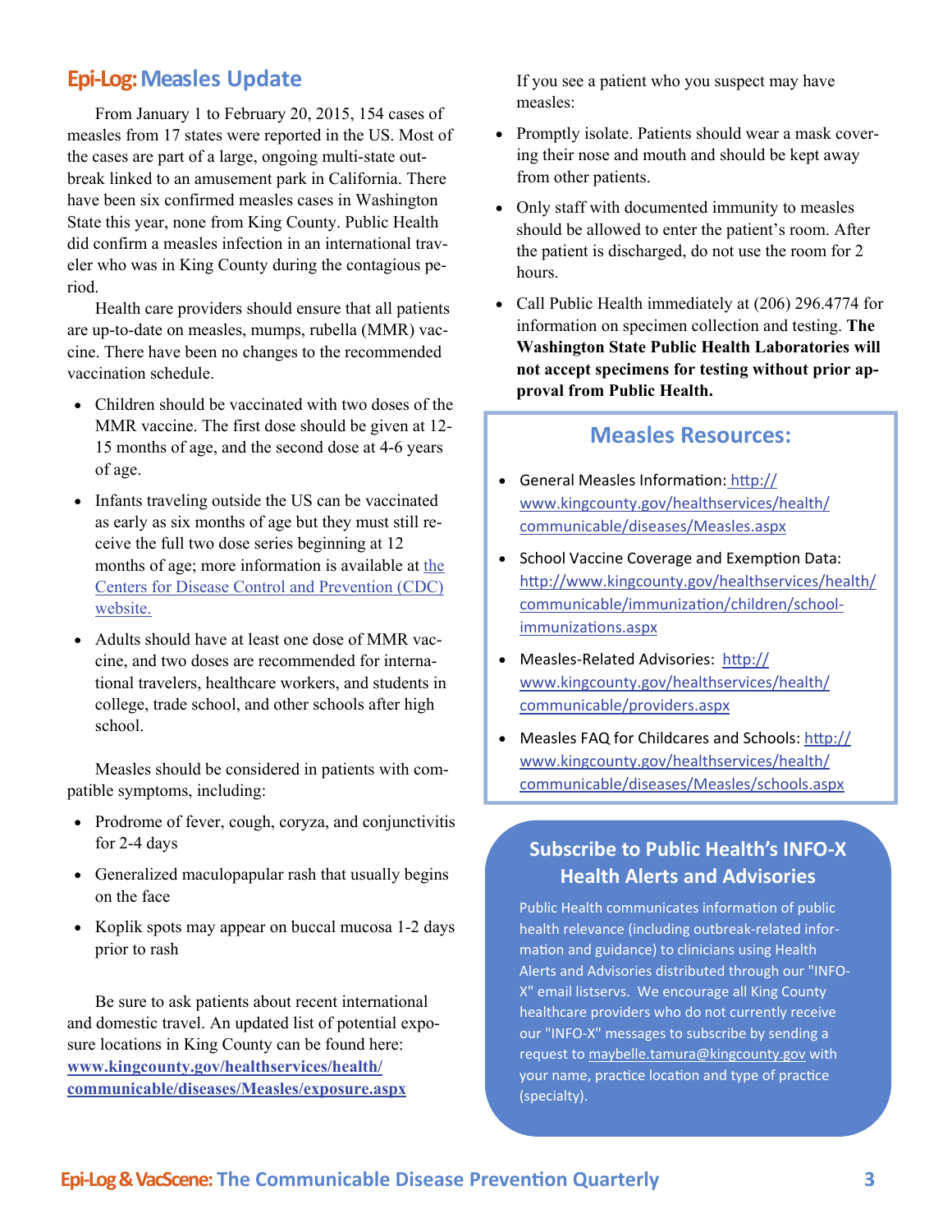## Epi-Log: Measles Update

From January 1 to February 20, 2015, 154 cases of measles from 17 states were reported in the US. Most of the cases are part of a large, ongoing multi-state outbreak linked to an amusement park in California. There have been six confirmed measles cases in Washington State this year, none from King County. Public Health did confirm a measles infection in an international traveler who was in King County during the contagious period.

Health care providers should ensure that all patients are up-to-date on measles, mumps, rubella (MMR) vaccine. There have been no changes to the recommended vaccination schedule.

- Children should be vaccinated with two doses of the MMR vaccine. The first dose should be given at 12-15 months of age, and the second dose at 4-6 years of age.
- Infants traveling outside the US can be vaccinated as early as six months of age but they must still receive the full two dose series beginning at 12 months of age; more information is available at the Centers for Disease Control and Prevention (CDC) website.
- Adults should have at least one dose of MMR vaccine, and two doses are recommended for international travelers, healthcare workers, and students in college, trade school, and other schools after high school.

Measles should be considered in patients with compatible symptoms, including:

- Prodrome of fever, cough, coryza, and conjunctivitis for 2-4 days
- Generalized maculopapular rash that usually begins on the face
- Koplik spots may appear on buccal mucosa 1-2 days prior to rash

Be sure to ask patients about recent international and domestic travel. An updated list of potential exposure locations in King County can be found here: **www.kingcounty.gov/healthservices/health/communicable/diseases/Measles/exposure.aspx**

If you see a patient who you suspect may have measles:

- Promptly isolate. Patients should wear a mask covering their nose and mouth and should be kept away from other patients.
- Only staff with documented immunity to measles should be allowed to enter the patient's room. After the patient is discharged, do not use the room for 2 hours.
- Call Public Health immediately at (206) 296.4774 for information on specimen collection and testing. **The Washington State Public Health Laboratories will not accept specimens for testing without prior approval from Public Health.**

### Measles Resources:

- General Measles Information: http://www.kingcounty.gov/healthservices/health/communicable/diseases/Measles.aspx
- School Vaccine Coverage and Exemption Data: http://www.kingcounty.gov/healthservices/health/communicable/immunization/children/school-immunizations.aspx
- Measles-Related Advisories: http://www.kingcounty.gov/healthservices/health/communicable/providers.aspx
- Measles FAQ for Childcares and Schools: http://www.kingcounty.gov/healthservices/health/communicable/diseases/Measles/schools.aspx

### Subscribe to Public Health's INFO-X Health Alerts and Advisories

Public Health communicates information of public health relevance (including outbreak-related information and guidance) to clinicians using Health Alerts and Advisories distributed through our "INFO-X" email listservs. We encourage all King County healthcare providers who do not currently receive our "INFO-X" messages to subscribe by sending a request to maybelle.tamura@kingcounty.gov with your name, practice location and type of practice (specialty).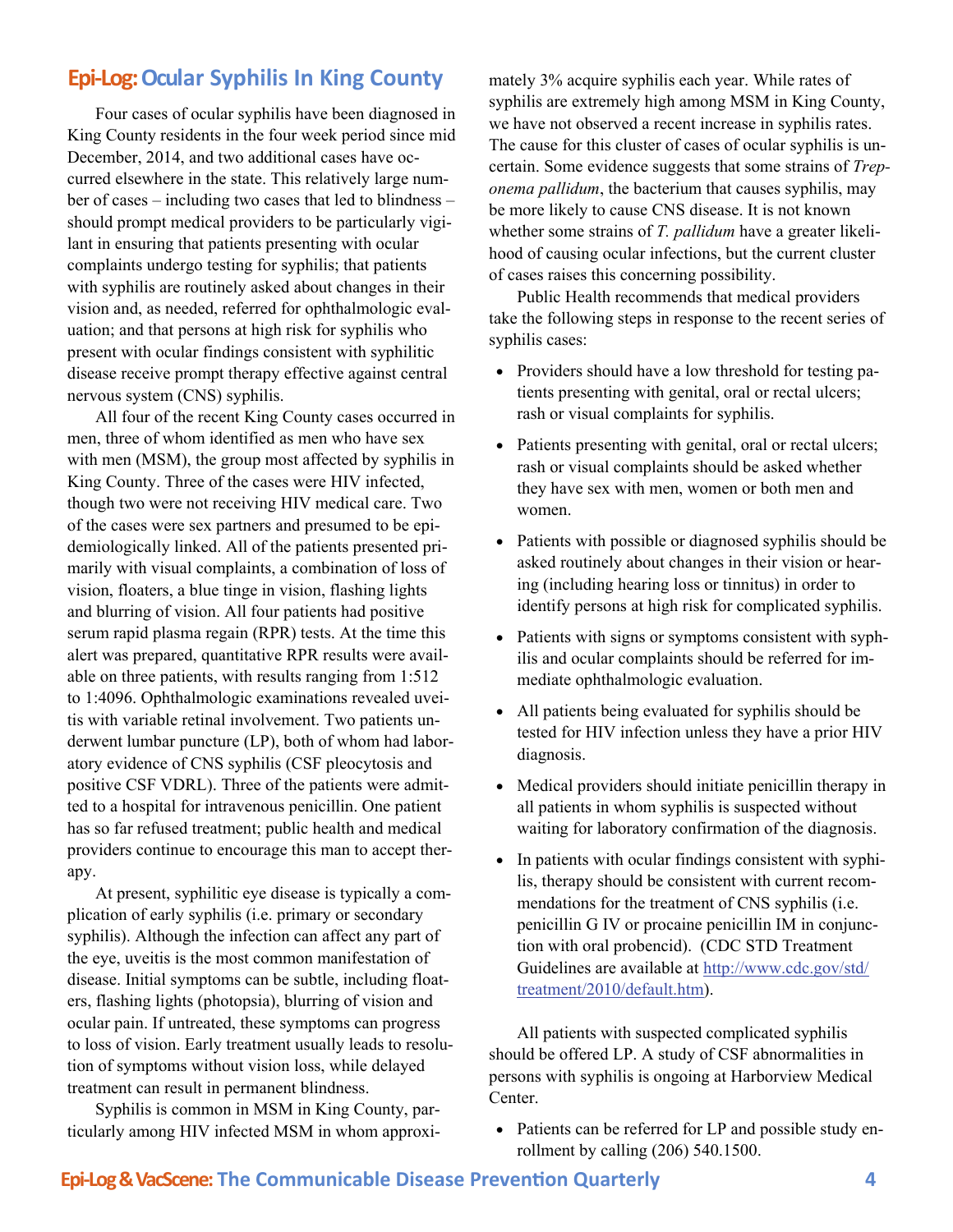## Epi-Log: Ocular Syphilis In King County

Four cases of ocular syphilis have been diagnosed in King County residents in the four week period since mid December, 2014, and two additional cases have occurred elsewhere in the state. This relatively large number of cases – including two cases that led to blindness – should prompt medical providers to be particularly vigilant in ensuring that patients presenting with ocular complaints undergo testing for syphilis; that patients with syphilis are routinely asked about changes in their vision and, as needed, referred for ophthalmologic evaluation; and that persons at high risk for syphilis who present with ocular findings consistent with syphilitic disease receive prompt therapy effective against central nervous system (CNS) syphilis.

All four of the recent King County cases occurred in men, three of whom identified as men who have sex with men (MSM), the group most affected by syphilis in King County. Three of the cases were HIV infected, though two were not receiving HIV medical care. Two of the cases were sex partners and presumed to be epidemiologically linked. All of the patients presented primarily with visual complaints, a combination of loss of vision, floaters, a blue tinge in vision, flashing lights and blurring of vision. All four patients had positive serum rapid plasma regain (RPR) tests. At the time this alert was prepared, quantitative RPR results were available on three patients, with results ranging from 1:512 to 1:4096. Ophthalmologic examinations revealed uveitis with variable retinal involvement. Two patients underwent lumbar puncture (LP), both of whom had laboratory evidence of CNS syphilis (CSF pleocytosis and positive CSF VDRL). Three of the patients were admitted to a hospital for intravenous penicillin. One patient has so far refused treatment; public health and medical providers continue to encourage this man to accept therapy.

At present, syphilitic eye disease is typically a complication of early syphilis (i.e. primary or secondary syphilis). Although the infection can affect any part of the eye, uveitis is the most common manifestation of disease. Initial symptoms can be subtle, including floaters, flashing lights (photopsia), blurring of vision and ocular pain. If untreated, these symptoms can progress to loss of vision. Early treatment usually leads to resolution of symptoms without vision loss, while delayed treatment can result in permanent blindness.

Syphilis is common in MSM in King County, particularly among HIV infected MSM in whom approximately 3% acquire syphilis each year. While rates of syphilis are extremely high among MSM in King County, we have not observed a recent increase in syphilis rates. The cause for this cluster of cases of ocular syphilis is uncertain. Some evidence suggests that some strains of *Treponema pallidum*, the bacterium that causes syphilis, may be more likely to cause CNS disease. It is not known whether some strains of *T. pallidum* have a greater likelihood of causing ocular infections, but the current cluster of cases raises this concerning possibility.

Public Health recommends that medical providers take the following steps in response to the recent series of syphilis cases:

- Providers should have a low threshold for testing patients presenting with genital, oral or rectal ulcers; rash or visual complaints for syphilis.
- Patients presenting with genital, oral or rectal ulcers; rash or visual complaints should be asked whether they have sex with men, women or both men and women.
- Patients with possible or diagnosed syphilis should be asked routinely about changes in their vision or hearing (including hearing loss or tinnitus) in order to identify persons at high risk for complicated syphilis.
- Patients with signs or symptoms consistent with syphilis and ocular complaints should be referred for immediate ophthalmologic evaluation.
- All patients being evaluated for syphilis should be tested for HIV infection unless they have a prior HIV diagnosis.
- Medical providers should initiate penicillin therapy in all patients in whom syphilis is suspected without waiting for laboratory confirmation of the diagnosis.
- In patients with ocular findings consistent with syphilis, therapy should be consistent with current recommendations for the treatment of CNS syphilis (i.e. penicillin G IV or procaine penicillin IM in conjunction with oral probencid). (CDC STD Treatment Guidelines are available at http://www.cdc.gov/std/treatment/2010/default.htm).

All patients with suspected complicated syphilis should be offered LP. A study of CSF abnormalities in persons with syphilis is ongoing at Harborview Medical Center.

- Patients can be referred for LP and possible study enrollment by calling (206) 540.1500.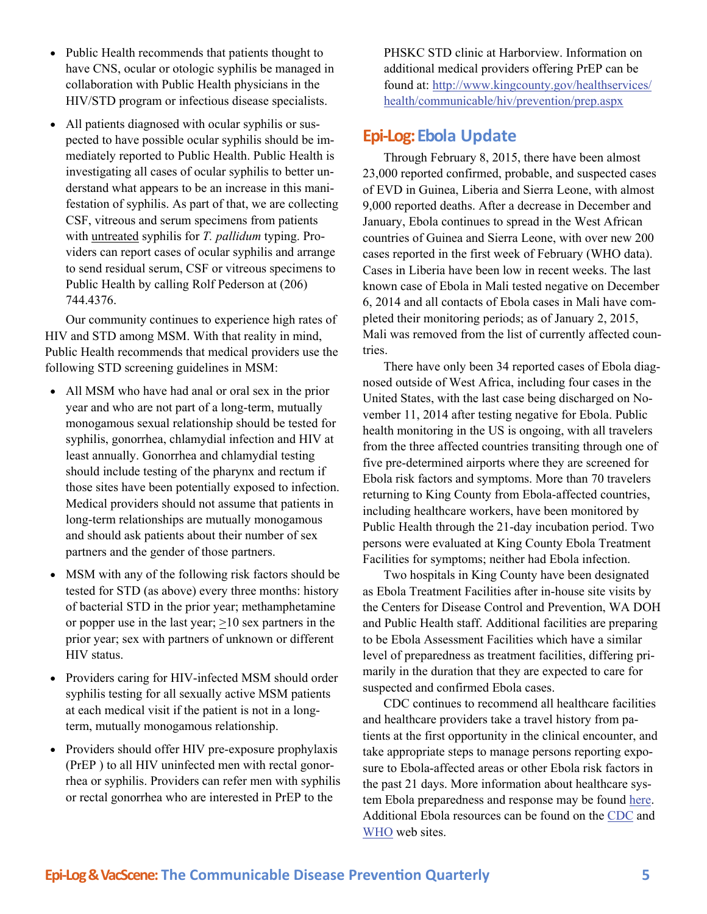- Public Health recommends that patients thought to have CNS, ocular or otologic syphilis be managed in collaboration with Public Health physicians in the HIV/STD program or infectious disease specialists.
- All patients diagnosed with ocular syphilis or suspected to have possible ocular syphilis should be immediately reported to Public Health. Public Health is investigating all cases of ocular syphilis to better understand what appears to be an increase in this manifestation of syphilis. As part of that, we are collecting CSF, vitreous and serum specimens from patients with untreated syphilis for *T. pallidum* typing. Providers can report cases of ocular syphilis and arrange to send residual serum, CSF or vitreous specimens to Public Health by calling Rolf Pederson at (206) 744.4376.

Our community continues to experience high rates of HIV and STD among MSM. With that reality in mind, Public Health recommends that medical providers use the following STD screening guidelines in MSM:

- All MSM who have had anal or oral sex in the prior year and who are not part of a long-term, mutually monogamous sexual relationship should be tested for syphilis, gonorrhea, chlamydial infection and HIV at least annually. Gonorrhea and chlamydial testing should include testing of the pharynx and rectum if those sites have been potentially exposed to infection. Medical providers should not assume that patients in long-term relationships are mutually monogamous and should ask patients about their number of sex partners and the gender of those partners.
- MSM with any of the following risk factors should be tested for STD (as above) every three months: history of bacterial STD in the prior year; methamphetamine or popper use in the last year; ≥10 sex partners in the prior year; sex with partners of unknown or different HIV status.
- Providers caring for HIV-infected MSM should order syphilis testing for all sexually active MSM patients at each medical visit if the patient is not in a long-term, mutually monogamous relationship.
- Providers should offer HIV pre-exposure prophylaxis (PrEP ) to all HIV uninfected men with rectal gonorrhea or syphilis. Providers can refer men with syphilis or rectal gonorrhea who are interested in PrEP to the PHSKC STD clinic at Harborview. Information on additional medical providers offering PrEP can be found at: http://www.kingcounty.gov/healthservices/health/communicable/hiv/prevention/prep.aspx

## Epi-Log: Ebola Update

Through February 8, 2015, there have been almost 23,000 reported confirmed, probable, and suspected cases of EVD in Guinea, Liberia and Sierra Leone, with almost 9,000 reported deaths. After a decrease in December and January, Ebola continues to spread in the West African countries of Guinea and Sierra Leone, with over new 200 cases reported in the first week of February (WHO data). Cases in Liberia have been low in recent weeks. The last known case of Ebola in Mali tested negative on December 6, 2014 and all contacts of Ebola cases in Mali have completed their monitoring periods; as of January 2, 2015, Mali was removed from the list of currently affected countries.

There have only been 34 reported cases of Ebola diagnosed outside of West Africa, including four cases in the United States, with the last case being discharged on November 11, 2014 after testing negative for Ebola. Public health monitoring in the US is ongoing, with all travelers from the three affected countries transiting through one of five pre-determined airports where they are screened for Ebola risk factors and symptoms. More than 70 travelers returning to King County from Ebola-affected countries, including healthcare workers, have been monitored by Public Health through the 21-day incubation period. Two persons were evaluated at King County Ebola Treatment Facilities for symptoms; neither had Ebola infection.

Two hospitals in King County have been designated as Ebola Treatment Facilities after in-house site visits by the Centers for Disease Control and Prevention, WA DOH and Public Health staff. Additional facilities are preparing to be Ebola Assessment Facilities which have a similar level of preparedness as treatment facilities, differing primarily in the duration that they are expected to care for suspected and confirmed Ebola cases.

CDC continues to recommend all healthcare facilities and healthcare providers take a travel history from patients at the first opportunity in the clinical encounter, and take appropriate steps to manage persons reporting exposure to Ebola-affected areas or other Ebola risk factors in the past 21 days. More information about healthcare system Ebola preparedness and response may be found here. Additional Ebola resources can be found on the CDC and WHO web sites.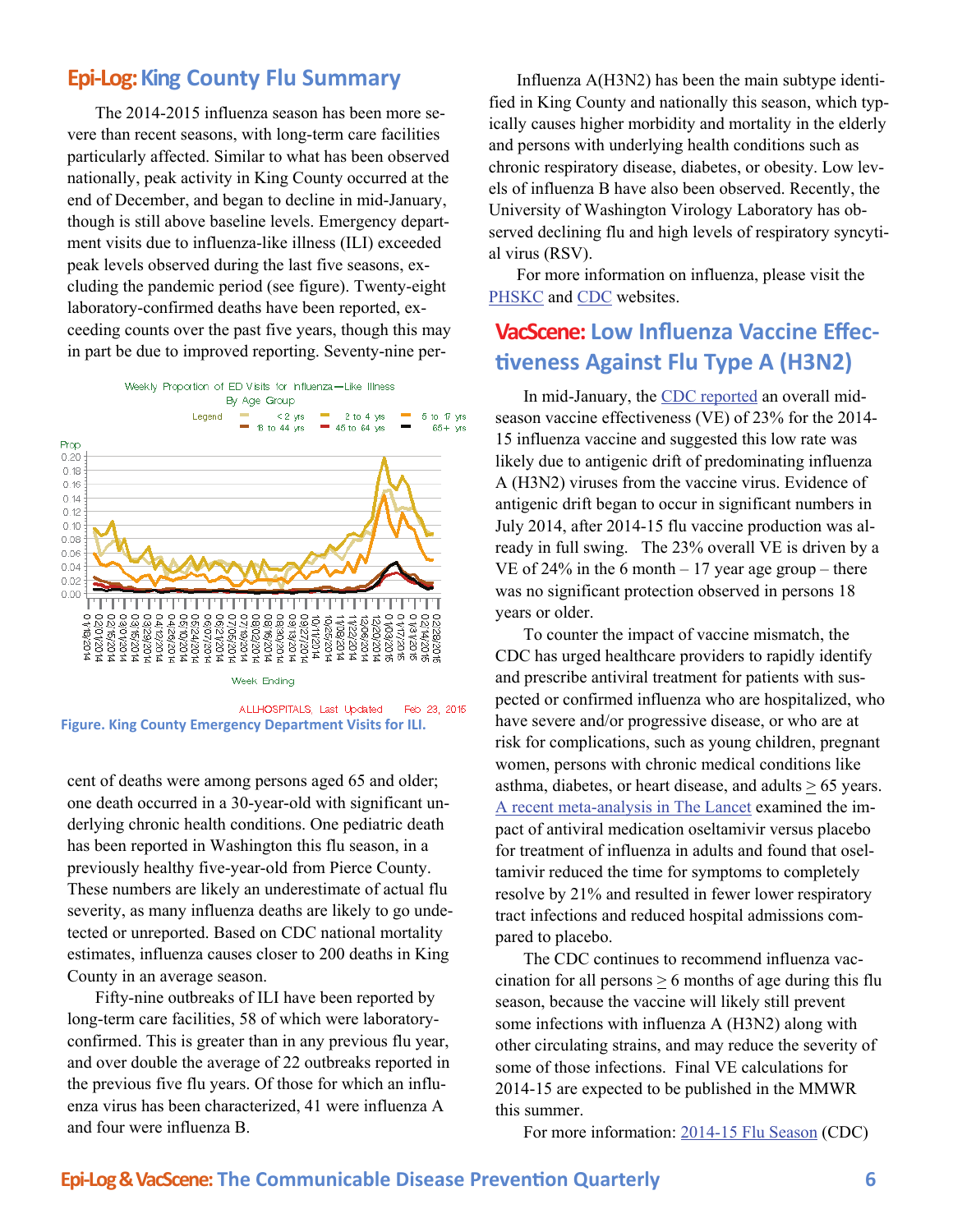## Epi-Log: King County Flu Summary

The 2014-2015 influenza season has been more severe than recent seasons, with long-term care facilities particularly affected. Similar to what has been observed nationally, peak activity in King County occurred at the end of December, and began to decline in mid-January, though is still above baseline levels. Emergency department visits due to influenza-like illness (ILI) exceeded peak levels observed during the last five seasons, excluding the pandemic period (see figure). Twenty-eight laboratory-confirmed deaths have been reported, exceeding counts over the past five years, though this may in part be due to improved reporting. Seventy-nine percent of deaths were among persons aged 65 and older; one death occurred in a 30-year-old with significant underlying chronic health conditions. One pediatric death has been reported in Washington this flu season, in a previously healthy five-year-old from Pierce County. These numbers are likely an underestimate of actual flu severity, as many influenza deaths are likely to go undetected or unreported. Based on CDC national mortality estimates, influenza causes closer to 200 deaths in King County in an average season.

Fifty-nine outbreaks of ILI have been reported by long-term care facilities, 58 of which were laboratory-confirmed. This is greater than in any previous flu year, and over double the average of 22 outbreaks reported in the previous five flu years. Of those for which an influenza virus has been characterized, 41 were influenza A and four were influenza B.

**Figure. King County Emergency Department Visits for ILI.**

Influenza A(H3N2) has been the main subtype identified in King County and nationally this season, which typically causes higher morbidity and mortality in the elderly and persons with underlying health conditions such as chronic respiratory disease, diabetes, or obesity. Low levels of influenza B have also been observed. Recently, the University of Washington Virology Laboratory has observed declining flu and high levels of respiratory syncytial virus (RSV).

For more information on influenza, please visit the PHSKC and CDC websites.

## VacScene: Low Influenza Vaccine Effectiveness Against Flu Type A (H3N2)

In mid-January, the CDC reported an overall mid-season vaccine effectiveness (VE) of 23% for the 2014-15 influenza vaccine and suggested this low rate was likely due to antigenic drift of predominating influenza A (H3N2) viruses from the vaccine virus. Evidence of antigenic drift began to occur in significant numbers in July 2014, after 2014-15 flu vaccine production was already in full swing. The 23% overall VE is driven by a VE of 24% in the 6 month – 17 year age group – there was no significant protection observed in persons 18 years or older.

To counter the impact of vaccine mismatch, the CDC has urged healthcare providers to rapidly identify and prescribe antiviral treatment for patients with suspected or confirmed influenza who are hospitalized, who have severe and/or progressive disease, or who are at risk for complications, such as young children, pregnant women, persons with chronic medical conditions like asthma, diabetes, or heart disease, and adults ≥ 65 years. A recent meta-analysis in The Lancet examined the impact of antiviral medication oseltamivir versus placebo for treatment of influenza in adults and found that oseltamivir reduced the time for symptoms to completely resolve by 21% and resulted in fewer lower respiratory tract infections and reduced hospital admissions compared to placebo.

The CDC continues to recommend influenza vaccination for all persons ≥ 6 months of age during this flu season, because the vaccine will likely still prevent some infections with influenza A (H3N2) along with other circulating strains, and may reduce the severity of some of those infections. Final VE calculations for 2014-15 are expected to be published in the MMWR this summer.

For more information: 2014-15 Flu Season (CDC)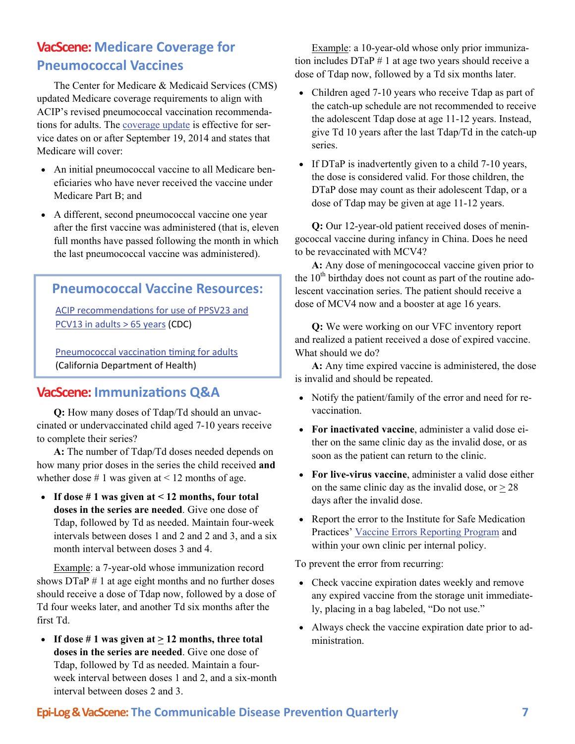## VacScene: Medicare Coverage for Pneumococcal Vaccines

The Center for Medicare & Medicaid Services (CMS) updated Medicare coverage requirements to align with ACIP's revised pneumococcal vaccination recommendations for adults. The coverage update is effective for service dates on or after September 19, 2014 and states that Medicare will cover:

- An initial pneumococcal vaccine to all Medicare beneficiaries who have never received the vaccine under Medicare Part B; and
- A different, second pneumococcal vaccine one year after the first vaccine was administered (that is, eleven full months have passed following the month in which the last pneumococcal vaccine was administered).

### Pneumococcal Vaccine Resources:

ACIP recommendations for use of PPSV23 and PCV13 in adults > 65 years (CDC)

Pneumococcal vaccination timing for adults (California Department of Health)

## VacScene: Immunizations Q&A

**Q:** How many doses of Tdap/Td should an unvaccinated or undervaccinated child aged 7-10 years receive to complete their series?

**A:** The number of Tdap/Td doses needed depends on how many prior doses in the series the child received **and** whether dose # 1 was given at < 12 months of age.

- **If dose # 1 was given at < 12 months, four total doses in the series are needed**. Give one dose of Tdap, followed by Td as needed. Maintain four-week intervals between doses 1 and 2 and 2 and 3, and a six month interval between doses 3 and 4.

Example: a 7-year-old whose immunization record shows DTaP # 1 at age eight months and no further doses should receive a dose of Tdap now, followed by a dose of Td four weeks later, and another Td six months after the first Td.

- **If dose # 1 was given at ≥ 12 months, three total doses in the series are needed**. Give one dose of Tdap, followed by Td as needed. Maintain a four-week interval between doses 1 and 2, and a six-month interval between doses 2 and 3.

Example: a 10-year-old whose only prior immunization includes DTaP # 1 at age two years should receive a dose of Tdap now, followed by a Td six months later.

- Children aged 7-10 years who receive Tdap as part of the catch-up schedule are not recommended to receive the adolescent Tdap dose at age 11-12 years. Instead, give Td 10 years after the last Tdap/Td in the catch-up series.
- If DTaP is inadvertently given to a child 7-10 years, the dose is considered valid. For those children, the DTaP dose may count as their adolescent Tdap, or a dose of Tdap may be given at age 11-12 years.

**Q:** Our 12-year-old patient received doses of meningococcal vaccine during infancy in China. Does he need to be revaccinated with MCV4?

**A:** Any dose of meningococcal vaccine given prior to the 10th birthday does not count as part of the routine adolescent vaccination series. The patient should receive a dose of MCV4 now and a booster at age 16 years.

**Q:** We were working on our VFC inventory report and realized a patient received a dose of expired vaccine. What should we do?

**A:** Any time expired vaccine is administered, the dose is invalid and should be repeated.

- Notify the patient/family of the error and need for revaccination.
- **For inactivated vaccine**, administer a valid dose either on the same clinic day as the invalid dose, or as soon as the patient can return to the clinic.
- **For live-virus vaccine**, administer a valid dose either on the same clinic day as the invalid dose, or ≥ 28 days after the invalid dose.
- Report the error to the Institute for Safe Medication Practices' Vaccine Errors Reporting Program and within your own clinic per internal policy.

To prevent the error from recurring:

- Check vaccine expiration dates weekly and remove any expired vaccine from the storage unit immediately, placing in a bag labeled, "Do not use."
- Always check the vaccine expiration date prior to administration.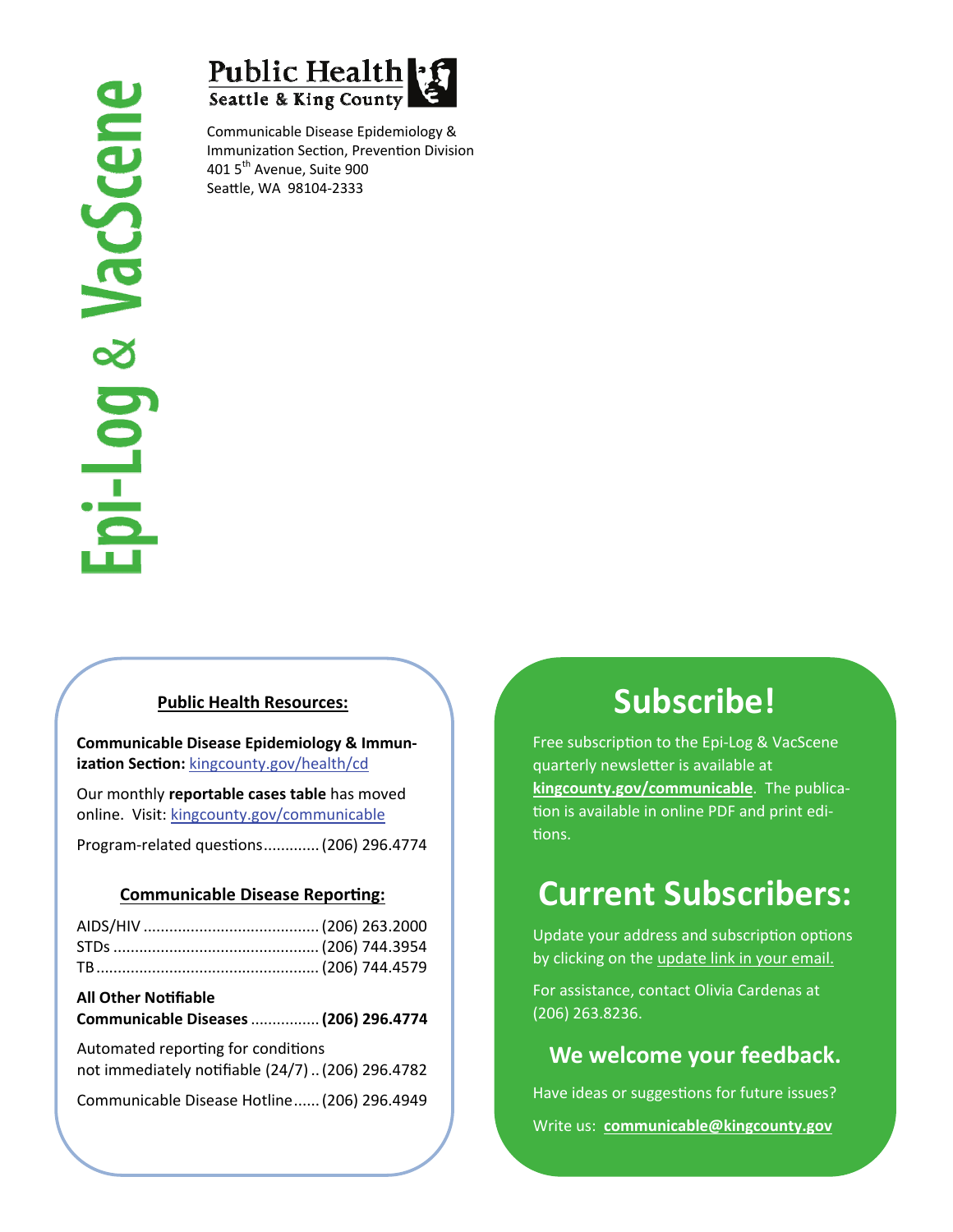# Epi-Log & VacScene

**Public Health**
**Seattle & King County**

Communicable Disease Epidemiology & Immunization Section, Prevention Division
401 5th Avenue, Suite 900
Seattle, WA 98104-2333

### Public Health Resources:

**Communicable Disease Epidemiology & Immunization Section:** kingcounty.gov/health/cd

Our monthly **reportable cases table** has moved online. Visit: kingcounty.gov/communicable

Program-related questions............. (206) 296.4774

### Communicable Disease Reporting:

AIDS/HIV ......................................... (206) 263.2000
STDs ................................................ (206) 744.3954
TB .................................................... (206) 744.4579

**All Other Notifiable Communicable Diseases ................ (206) 296.4774**

Automated reporting for conditions not immediately notifiable (24/7) .. (206) 296.4782

Communicable Disease Hotline...... (206) 296.4949

## Subscribe!

Free subscription to the Epi-Log & VacScene quarterly newsletter is available at **kingcounty.gov/communicable**. The publication is available in online PDF and print editions.

## Current Subscribers:

Update your address and subscription options by clicking on the update link in your email.

For assistance, contact Olivia Cardenas at (206) 263.8236.

### We welcome your feedback.

Have ideas or suggestions for future issues?

Write us: **communicable@kingcounty.gov**